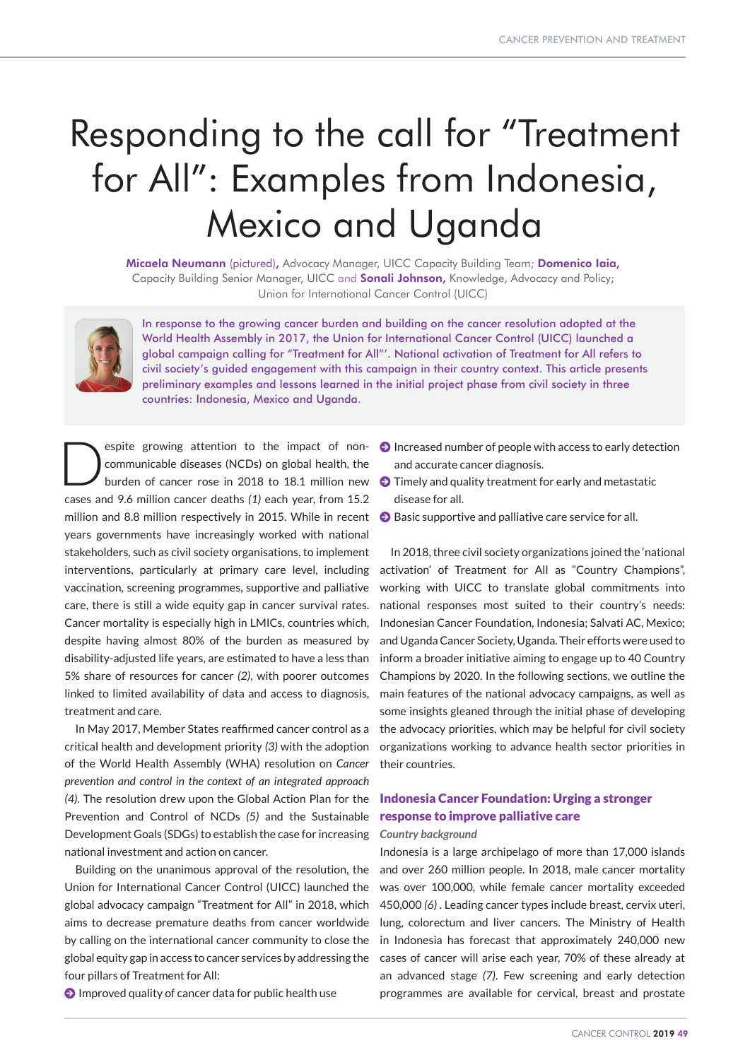# Responding to the call for "Treatment for All": Examples from Indonesia, Mexico and Uganda

**Micaela Neumann** (pictured), Advocacy Manager, UICC Capacity Building Team; **Domenico Iaia,** Capacity Building Senior Manager, UICC and **Sonali Johnson,** Knowledge, Advocacy and Policy; Union for International Cancer Control (UICC)

In response to the growing cancer burden and building on the cancer resolution adopted at the World Health Assembly in 2017, the Union for International Cancer Control (UICC) launched a global campaign calling for "Treatment for All"'. National activation of Treatment for All refers to civil society's guided engagement with this campaign in their country context. This article presents preliminary examples and lessons learned in the initial project phase from civil society in three countries: Indonesia, Mexico and Uganda.

Despite growing attention to the impact of non-communicable diseases (NCDs) on global health, the burden of cancer rose in 2018 to 18.1 million new cases and 9.6 million cancer deaths *(1)* each year, from 15.2 million and 8.8 million respectively in 2015. While in recent years governments have increasingly worked with national stakeholders, such as civil society organisations, to implement interventions, particularly at primary care level, including vaccination, screening programmes, supportive and palliative care, there is still a wide equity gap in cancer survival rates. Cancer mortality is especially high in LMICs, countries which, despite having almost 80% of the burden as measured by disability-adjusted life years, are estimated to have a less than 5% share of resources for cancer *(2)*, with poorer outcomes linked to limited availability of data and access to diagnosis, treatment and care.

In May 2017, Member States reaffirmed cancer control as a critical health and development priority *(3)* with the adoption of the World Health Assembly (WHA) resolution on *Cancer prevention and control in the context of an integrated approach (4)*. The resolution drew upon the Global Action Plan for the Prevention and Control of NCDs *(5)* and the Sustainable Development Goals (SDGs) to establish the case for increasing national investment and action on cancer.

Building on the unanimous approval of the resolution, the Union for International Cancer Control (UICC) launched the global advocacy campaign "Treatment for All" in 2018, which aims to decrease premature deaths from cancer worldwide by calling on the international cancer community to close the global equity gap in access to cancer services by addressing the four pillars of Treatment for All:

- Improved quality of cancer data for public health use
- Increased number of people with access to early detection and accurate cancer diagnosis.
- Timely and quality treatment for early and metastatic disease for all.
- Basic supportive and palliative care service for all.

In 2018, three civil society organizations joined the 'national activation' of Treatment for All as "Country Champions", working with UICC to translate global commitments into national responses most suited to their country's needs: Indonesian Cancer Foundation, Indonesia; Salvati AC, Mexico; and Uganda Cancer Society, Uganda. Their efforts were used to inform a broader initiative aiming to engage up to 40 Country Champions by 2020. In the following sections, we outline the main features of the national advocacy campaigns, as well as some insights gleaned through the initial phase of developing the advocacy priorities, which may be helpful for civil society organizations working to advance health sector priorities in their countries.

## Indonesia Cancer Foundation: Urging a stronger response to improve palliative care

### *Country background*

Indonesia is a large archipelago of more than 17,000 islands and over 260 million people. In 2018, male cancer mortality was over 100,000, while female cancer mortality exceeded 450,000 *(6)*. Leading cancer types include breast, cervix uteri, lung, colorectum and liver cancers. The Ministry of Health in Indonesia has forecast that approximately 240,000 new cases of cancer will arise each year, 70% of these already at an advanced stage *(7)*. Few screening and early detection programmes are available for cervical, breast and prostate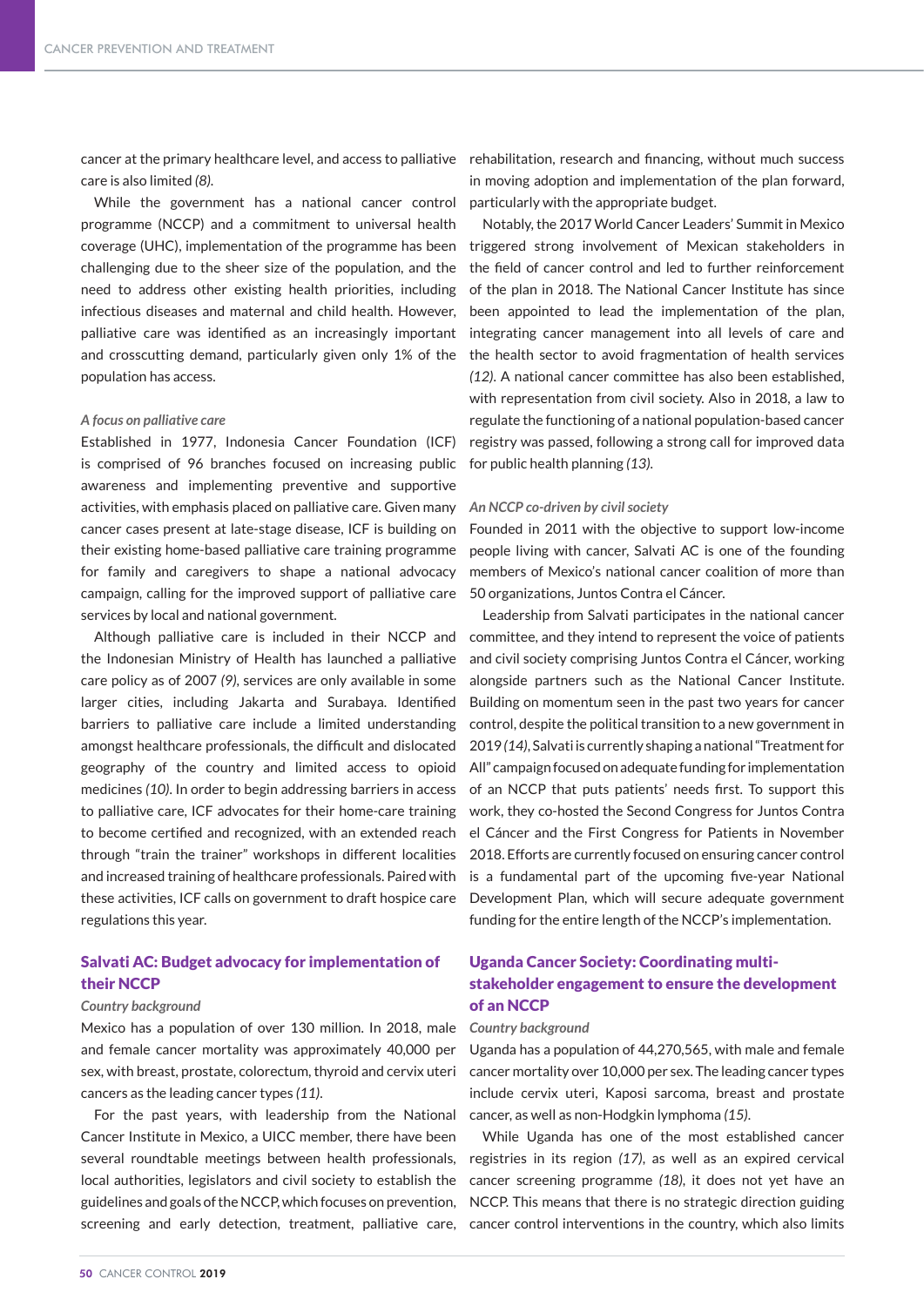cancer at the primary healthcare level, and access to palliative care is also limited *(8)*.

While the government has a national cancer control programme (NCCP) and a commitment to universal health coverage (UHC), implementation of the programme has been challenging due to the sheer size of the population, and the need to address other existing health priorities, including infectious diseases and maternal and child health. However, palliative care was identified as an increasingly important and crosscutting demand, particularly given only 1% of the population has access.

#### *A focus on palliative care*

Established in 1977, Indonesia Cancer Foundation (ICF) is comprised of 96 branches focused on increasing public awareness and implementing preventive and supportive activities, with emphasis placed on palliative care. Given many cancer cases present at late-stage disease, ICF is building on their existing home-based palliative care training programme for family and caregivers to shape a national advocacy campaign, calling for the improved support of palliative care services by local and national government.

Although palliative care is included in their NCCP and the Indonesian Ministry of Health has launched a palliative care policy as of 2007 *(9)*, services are only available in some larger cities, including Jakarta and Surabaya. Identified barriers to palliative care include a limited understanding amongst healthcare professionals, the difficult and dislocated geography of the country and limited access to opioid medicines *(10)*. In order to begin addressing barriers in access to palliative care, ICF advocates for their home-care training to become certified and recognized, with an extended reach through "train the trainer" workshops in different localities and increased training of healthcare professionals. Paired with these activities, ICF calls on government to draft hospice care regulations this year.

### Salvati AC: Budget advocacy for implementation of their NCCP

#### *Country background*

Mexico has a population of over 130 million. In 2018, male and female cancer mortality was approximately 40,000 per sex, with breast, prostate, colorectum, thyroid and cervix uteri cancers as the leading cancer types *(11)*.

For the past years, with leadership from the National Cancer Institute in Mexico, a UICC member, there have been several roundtable meetings between health professionals, local authorities, legislators and civil society to establish the guidelines and goals of the NCCP, which focuses on prevention, screening and early detection, treatment, palliative care, rehabilitation, research and financing, without much success in moving adoption and implementation of the plan forward, particularly with the appropriate budget.

Notably, the 2017 World Cancer Leaders' Summit in Mexico triggered strong involvement of Mexican stakeholders in the field of cancer control and led to further reinforcement of the plan in 2018. The National Cancer Institute has since been appointed to lead the implementation of the plan, integrating cancer management into all levels of care and the health sector to avoid fragmentation of health services *(12)*. A national cancer committee has also been established, with representation from civil society. Also in 2018, a law to regulate the functioning of a national population-based cancer registry was passed, following a strong call for improved data for public health planning *(13)*.

#### *An NCCP co-driven by civil society*

Founded in 2011 with the objective to support low-income people living with cancer, Salvati AC is one of the founding members of Mexico's national cancer coalition of more than 50 organizations, Juntos Contra el Cáncer.

Leadership from Salvati participates in the national cancer committee, and they intend to represent the voice of patients and civil society comprising Juntos Contra el Cáncer, working alongside partners such as the National Cancer Institute. Building on momentum seen in the past two years for cancer control, despite the political transition to a new government in 2019 *(14)*, Salvati is currently shaping a national "Treatment for All" campaign focused on adequate funding for implementation of an NCCP that puts patients' needs first. To support this work, they co-hosted the Second Congress for Juntos Contra el Cáncer and the First Congress for Patients in November 2018. Efforts are currently focused on ensuring cancer control is a fundamental part of the upcoming five-year National Development Plan, which will secure adequate government funding for the entire length of the NCCP's implementation.

### Uganda Cancer Society: Coordinating multi-stakeholder engagement to ensure the development of an NCCP

#### *Country background*

Uganda has a population of 44,270,565, with male and female cancer mortality over 10,000 per sex. The leading cancer types include cervix uteri, Kaposi sarcoma, breast and prostate cancer, as well as non-Hodgkin lymphoma *(15)*.

While Uganda has one of the most established cancer registries in its region *(17)*, as well as an expired cervical cancer screening programme *(18)*, it does not yet have an NCCP. This means that there is no strategic direction guiding cancer control interventions in the country, which also limits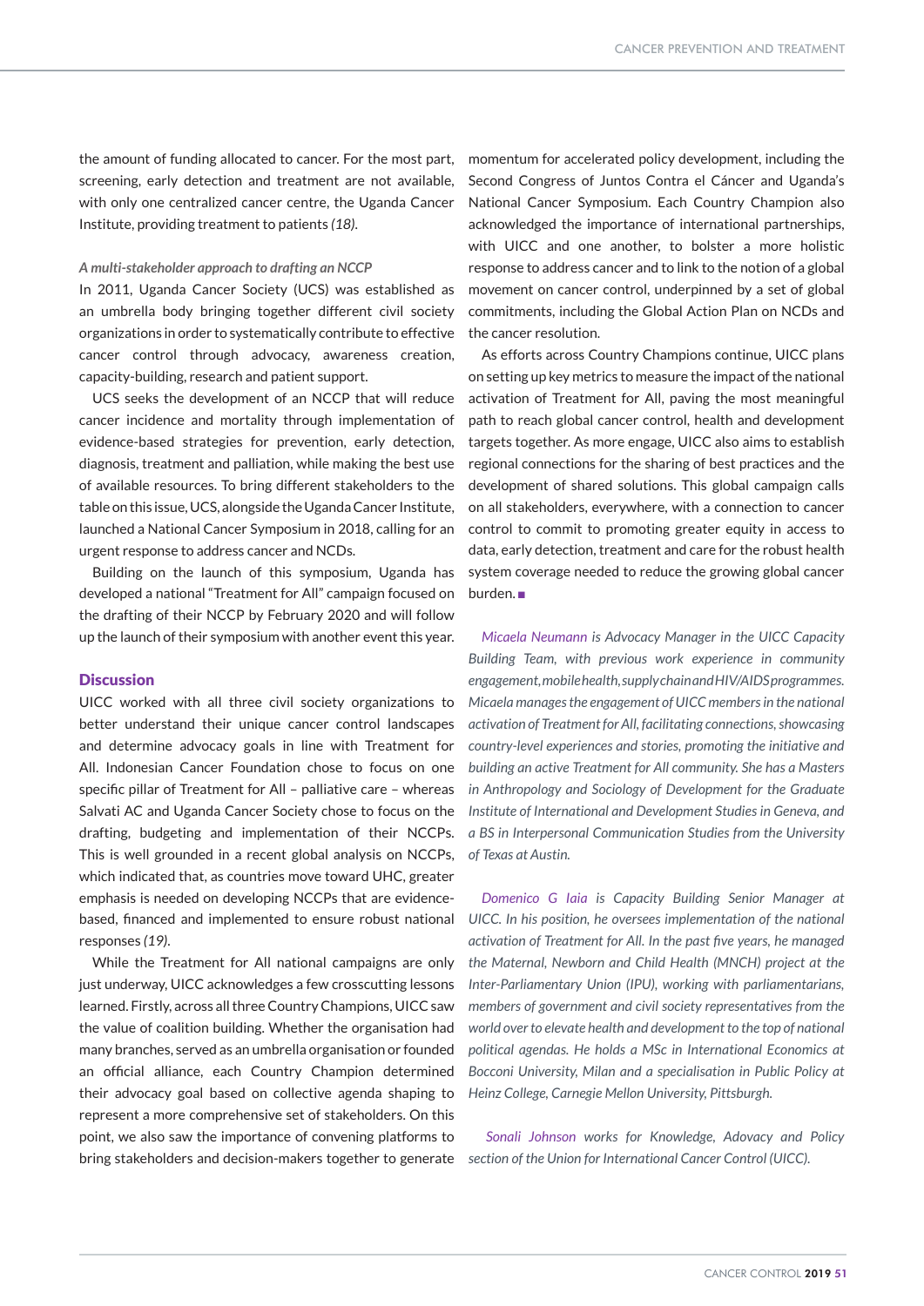the amount of funding allocated to cancer. For the most part, screening, early detection and treatment are not available, with only one centralized cancer centre, the Uganda Cancer Institute, providing treatment to patients *(18)*.

***A multi-stakeholder approach to drafting an NCCP***

In 2011, Uganda Cancer Society (UCS) was established as an umbrella body bringing together different civil society organizations in order to systematically contribute to effective cancer control through advocacy, awareness creation, capacity-building, research and patient support.

UCS seeks the development of an NCCP that will reduce cancer incidence and mortality through implementation of evidence-based strategies for prevention, early detection, diagnosis, treatment and palliation, while making the best use of available resources. To bring different stakeholders to the table on this issue, UCS, alongside the Uganda Cancer Institute, launched a National Cancer Symposium in 2018, calling for an urgent response to address cancer and NCDs.

Building on the launch of this symposium, Uganda has developed a national "Treatment for All" campaign focused on the drafting of their NCCP by February 2020 and will follow up the launch of their symposium with another event this year.

## Discussion

UICC worked with all three civil society organizations to better understand their unique cancer control landscapes and determine advocacy goals in line with Treatment for All. Indonesian Cancer Foundation chose to focus on one specific pillar of Treatment for All – palliative care – whereas Salvati AC and Uganda Cancer Society chose to focus on the drafting, budgeting and implementation of their NCCPs. This is well grounded in a recent global analysis on NCCPs, which indicated that, as countries move toward UHC, greater emphasis is needed on developing NCCPs that are evidence-based, financed and implemented to ensure robust national responses *(19)*.

While the Treatment for All national campaigns are only just underway, UICC acknowledges a few crosscutting lessons learned. Firstly, across all three Country Champions, UICC saw the value of coalition building. Whether the organisation had many branches, served as an umbrella organisation or founded an official alliance, each Country Champion determined their advocacy goal based on collective agenda shaping to represent a more comprehensive set of stakeholders. On this point, we also saw the importance of convening platforms to bring stakeholders and decision-makers together to generate momentum for accelerated policy development, including the Second Congress of Juntos Contra el Cáncer and Uganda's National Cancer Symposium. Each Country Champion also acknowledged the importance of international partnerships, with UICC and one another, to bolster a more holistic response to address cancer and to link to the notion of a global movement on cancer control, underpinned by a set of global commitments, including the Global Action Plan on NCDs and the cancer resolution.

As efforts across Country Champions continue, UICC plans on setting up key metrics to measure the impact of the national activation of Treatment for All, paving the most meaningful path to reach global cancer control, health and development targets together. As more engage, UICC also aims to establish regional connections for the sharing of best practices and the development of shared solutions. This global campaign calls on all stakeholders, everywhere, with a connection to cancer control to commit to promoting greater equity in access to data, early detection, treatment and care for the robust health system coverage needed to reduce the growing global cancer burden. ■

*Micaela Neumann is Advocacy Manager in the UICC Capacity Building Team, with previous work experience in community engagement, mobile health, supply chain and HIV/AIDS programmes. Micaela manages the engagement of UICC members in the national activation of Treatment for All, facilitating connections, showcasing country-level experiences and stories, promoting the initiative and building an active Treatment for All community. She has a Masters in Anthropology and Sociology of Development for the Graduate Institute of International and Development Studies in Geneva, and a BS in Interpersonal Communication Studies from the University of Texas at Austin.*

*Domenico G Iaia is Capacity Building Senior Manager at UICC. In his position, he oversees implementation of the national activation of Treatment for All. In the past five years, he managed the Maternal, Newborn and Child Health (MNCH) project at the Inter-Parliamentary Union (IPU), working with parliamentarians, members of government and civil society representatives from the world over to elevate health and development to the top of national political agendas. He holds a MSc in International Economics at Bocconi University, Milan and a specialisation in Public Policy at Heinz College, Carnegie Mellon University, Pittsburgh.*

*Sonali Johnson works for Knowledge, Advocay and Policy section of the Union for International Cancer Control (UICC).*